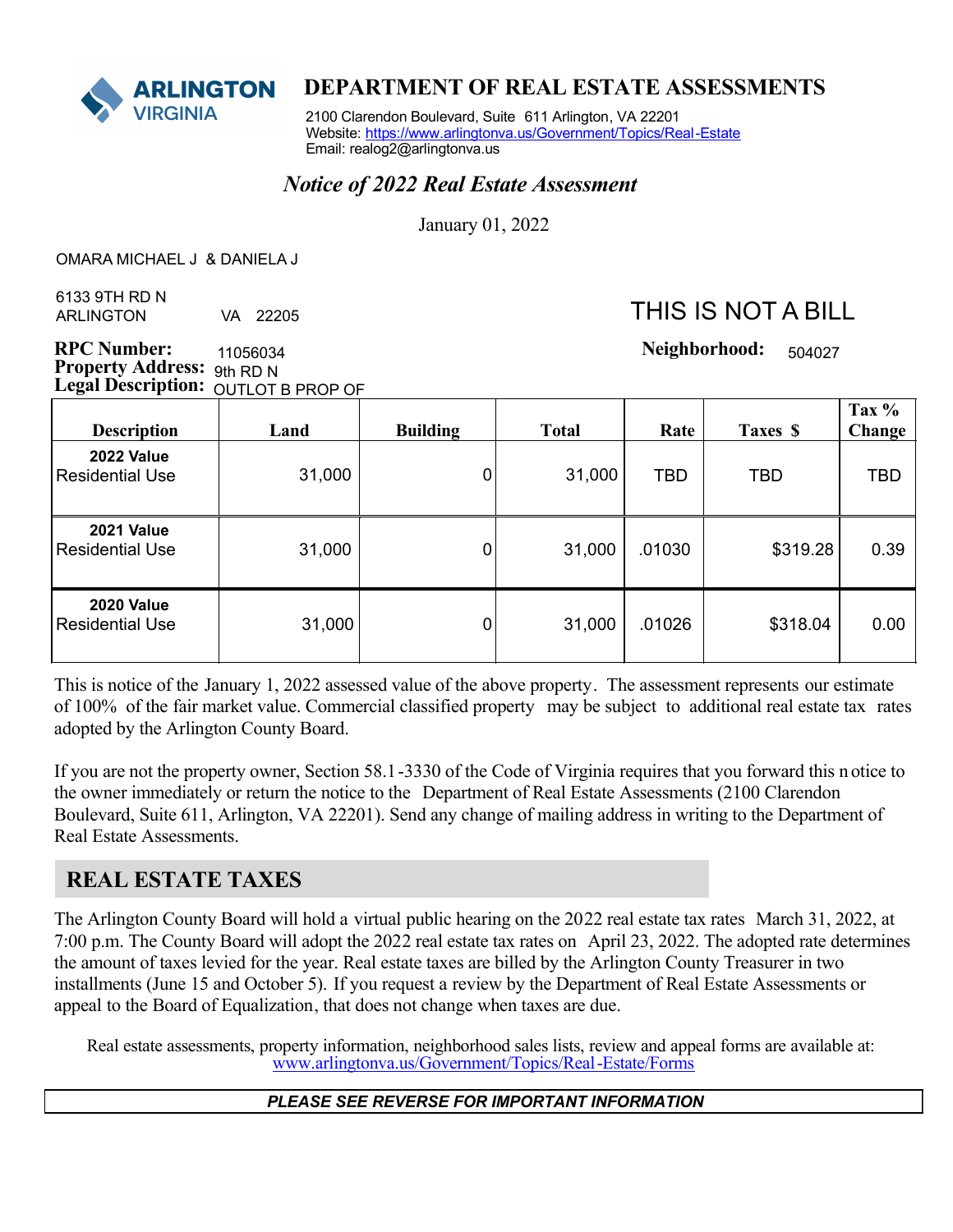**ARLINGTON VIRGINIA**

# DEPARTMENT OF REAL ESTATE ASSESSMENTS

2100 Clarendon Boulevard, Suite 611 Arlington, VA 22201
Website: https://www.arlingtonva.us/Government/Topics/Real-Estate
Email: realog2@arlingtonva.us

## *Notice of 2022 Real Estate Assessment*

January 01, 2022

OMARA MICHAEL J & DANIELA J

6133 9TH RD N
ARLINGTON VA 22205

THIS IS NOT A BILL

**RPC Number:** 11056034
**Property Address:** 9th RD N
**Legal Description:** OUTLOT B PROP OF

**Neighborhood:** 504027

| Description | Land | Building | Total | Rate | Taxes $ | Tax % Change |
|---|---|---|---|---|---|---|
| **2022 Value** Residential Use | 31,000 | 0 | 31,000 | TBD | TBD | TBD |
| **2021 Value** Residential Use | 31,000 | 0 | 31,000 | .01030 | $319.28 | 0.39 |
| **2020 Value** Residential Use | 31,000 | 0 | 31,000 | .01026 | $318.04 | 0.00 |

This is notice of the January 1, 2022 assessed value of the above property. The assessment represents our estimate of 100% of the fair market value. Commercial classified property may be subject to additional real estate tax rates adopted by the Arlington County Board.

If you are not the property owner, Section 58.1-3330 of the Code of Virginia requires that you forward this notice to the owner immediately or return the notice to the Department of Real Estate Assessments (2100 Clarendon Boulevard, Suite 611, Arlington, VA 22201). Send any change of mailing address in writing to the Department of Real Estate Assessments.

## REAL ESTATE TAXES

The Arlington County Board will hold a virtual public hearing on the 2022 real estate tax rates March 31, 2022, at 7:00 p.m. The County Board will adopt the 2022 real estate tax rates on April 23, 2022. The adopted rate determines the amount of taxes levied for the year. Real estate taxes are billed by the Arlington County Treasurer in two installments (June 15 and October 5). If you request a review by the Department of Real Estate Assessments or appeal to the Board of Equalization, that does not change when taxes are due.

Real estate assessments, property information, neighborhood sales lists, review and appeal forms are available at:
www.arlingtonva.us/Government/Topics/Real-Estate/Forms

***PLEASE SEE REVERSE FOR IMPORTANT INFORMATION***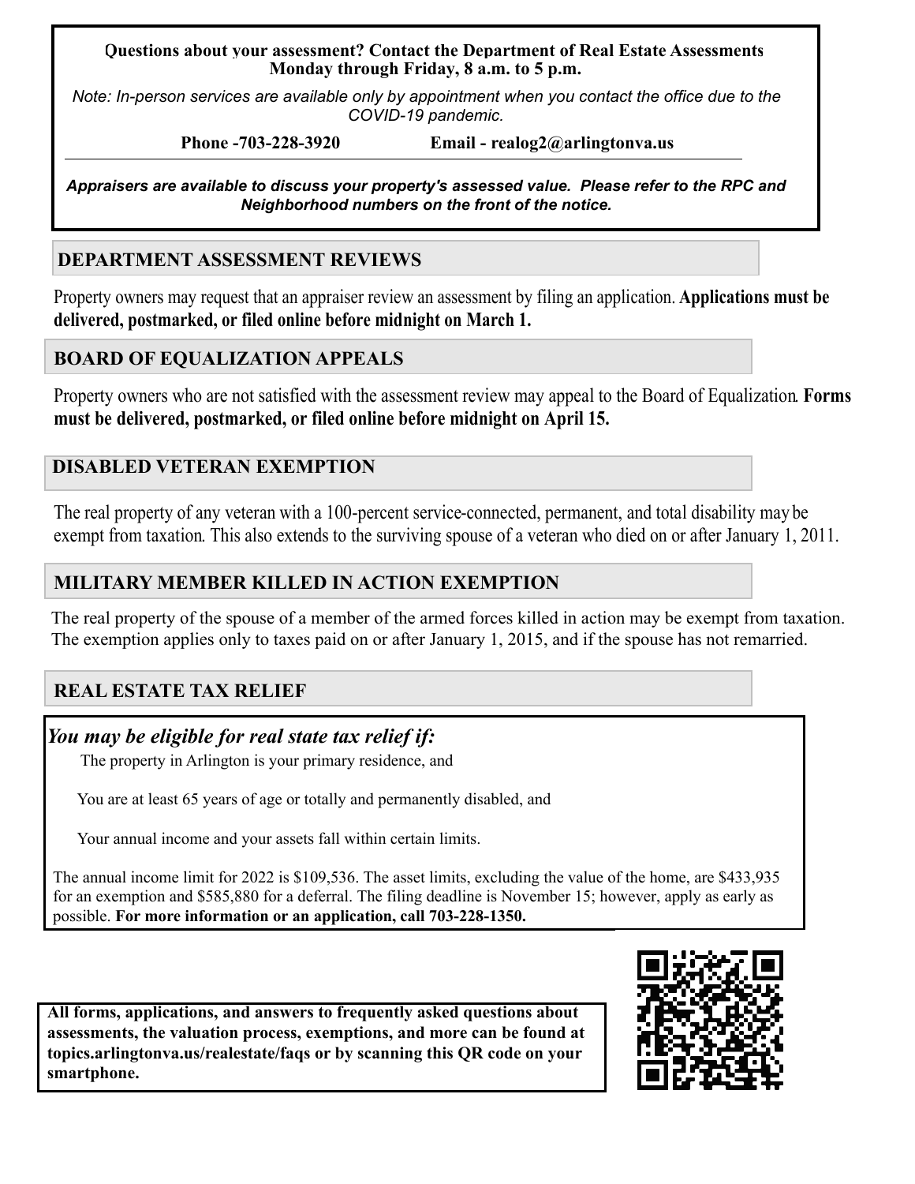**Questions about your assessment? Contact the Department of Real Estate Assessments Monday through Friday, 8 a.m. to 5 p.m.**

*Note: In-person services are available only by appointment when you contact the office due to the COVID-19 pandemic.*

**Phone -703-228-3920** **Email - realog2@arlingtonva.us**

***Appraisers are available to discuss your property's assessed value. Please refer to the RPC and Neighborhood numbers on the front of the notice.***

## DEPARTMENT ASSESSMENT REVIEWS

Property owners may request that an appraiser review an assessment by filing an application. **Applications must be delivered, postmarked, or filed online before midnight on March 1.**

## BOARD OF EQUALIZATION APPEALS

Property owners who are not satisfied with the assessment review may appeal to the Board of Equalization. **Forms must be delivered, postmarked, or filed online before midnight on April 15.**

## DISABLED VETERAN EXEMPTION

The real property of any veteran with a 100-percent service-connected, permanent, and total disability may be exempt from taxation. This also extends to the surviving spouse of a veteran who died on or after January 1, 2011.

## MILITARY MEMBER KILLED IN ACTION EXEMPTION

The real property of the spouse of a member of the armed forces killed in action may be exempt from taxation. The exemption applies only to taxes paid on or after January 1, 2015, and if the spouse has not remarried.

## REAL ESTATE TAX RELIEF

***You may be eligible for real state tax relief if:***

The property in Arlington is your primary residence, and

You are at least 65 years of age or totally and permanently disabled, and

Your annual income and your assets fall within certain limits.

The annual income limit for 2022 is $109,536. The asset limits, excluding the value of the home, are $433,935 for an exemption and $585,880 for a deferral. The filing deadline is November 15; however, apply as early as possible. **For more information or an application, call 703-228-1350.**

**All forms, applications, and answers to frequently asked questions about assessments, the valuation process, exemptions, and more can be found at topics.arlingtonva.us/realestate/faqs or by scanning this QR code on your smartphone.**